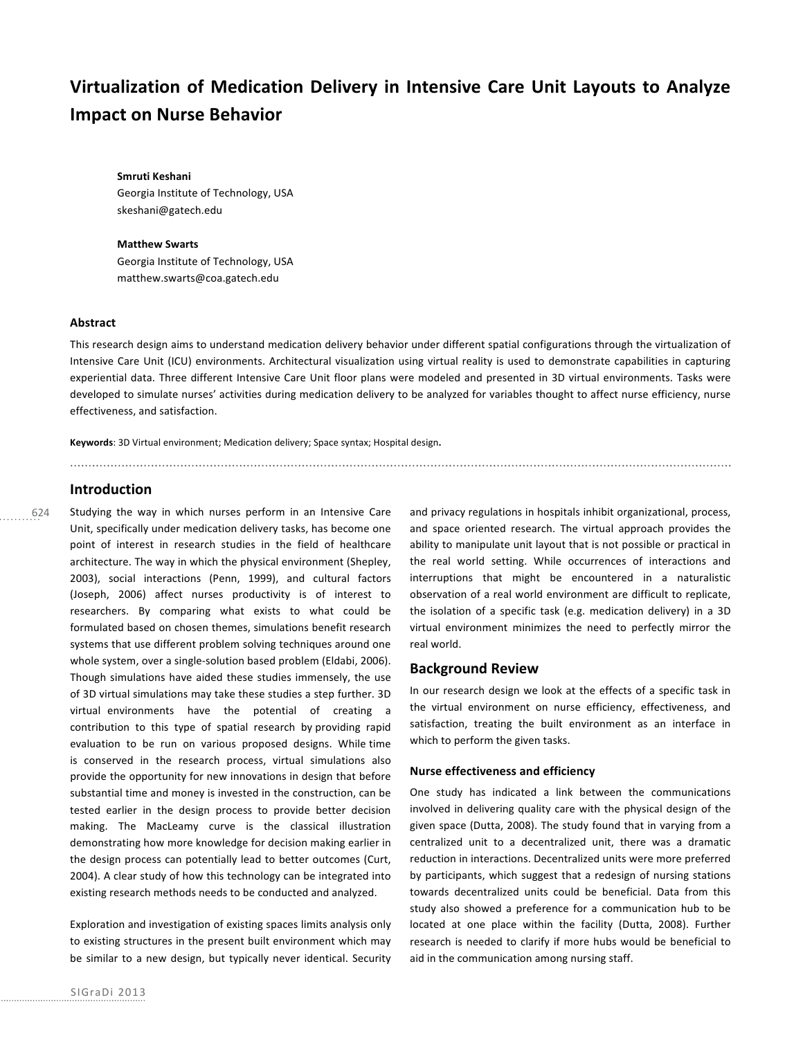# Virtualization of Medication Delivery in Intensive Care Unit Layouts to Analyze Impact on Nurse Behavior

**Smruti Keshani**
Georgia Institute of Technology, USA
skeshani@gatech.edu

**Matthew Swarts**
Georgia Institute of Technology, USA
matthew.swarts@coa.gatech.edu

### Abstract

This research design aims to understand medication delivery behavior under different spatial configurations through the virtualization of Intensive Care Unit (ICU) environments. Architectural visualization using virtual reality is used to demonstrate capabilities in capturing experiential data. Three different Intensive Care Unit floor plans were modeled and presented in 3D virtual environments. Tasks were developed to simulate nurses' activities during medication delivery to be analyzed for variables thought to affect nurse efficiency, nurse effectiveness, and satisfaction.

**Keywords**: 3D Virtual environment; Medication delivery; Space syntax; Hospital design.

## Introduction

Studying the way in which nurses perform in an Intensive Care Unit, specifically under medication delivery tasks, has become one point of interest in research studies in the field of healthcare architecture. The way in which the physical environment (Shepley, 2003), social interactions (Penn, 1999), and cultural factors (Joseph, 2006) affect nurses productivity is of interest to researchers. By comparing what exists to what could be formulated based on chosen themes, simulations benefit research systems that use different problem solving techniques around one whole system, over a single-solution based problem (Eldabi, 2006). Though simulations have aided these studies immensely, the use of 3D virtual simulations may take these studies a step further. 3D virtual environments have the potential of creating a contribution to this type of spatial research by providing rapid evaluation to be run on various proposed designs. While time is conserved in the research process, virtual simulations also provide the opportunity for new innovations in design that before substantial time and money is invested in the construction, can be tested earlier in the design process to provide better decision making. The MacLeamy curve is the classical illustration demonstrating how more knowledge for decision making earlier in the design process can potentially lead to better outcomes (Curt, 2004). A clear study of how this technology can be integrated into existing research methods needs to be conducted and analyzed.

Exploration and investigation of existing spaces limits analysis only to existing structures in the present built environment which may be similar to a new design, but typically never identical. Security and privacy regulations in hospitals inhibit organizational, process, and space oriented research. The virtual approach provides the ability to manipulate unit layout that is not possible or practical in the real world setting. While occurrences of interactions and interruptions that might be encountered in a naturalistic observation of a real world environment are difficult to replicate, the isolation of a specific task (e.g. medication delivery) in a 3D virtual environment minimizes the need to perfectly mirror the real world.

## Background Review

In our research design we look at the effects of a specific task in the virtual environment on nurse efficiency, effectiveness, and satisfaction, treating the built environment as an interface in which to perform the given tasks.

### Nurse effectiveness and efficiency

One study has indicated a link between the communications involved in delivering quality care with the physical design of the given space (Dutta, 2008). The study found that in varying from a centralized unit to a decentralized unit, there was a dramatic reduction in interactions. Decentralized units were more preferred by participants, which suggest that a redesign of nursing stations towards decentralized units could be beneficial. Data from this study also showed a preference for a communication hub to be located at one place within the facility (Dutta, 2008). Further research is needed to clarify if more hubs would be beneficial to aid in the communication among nursing staff.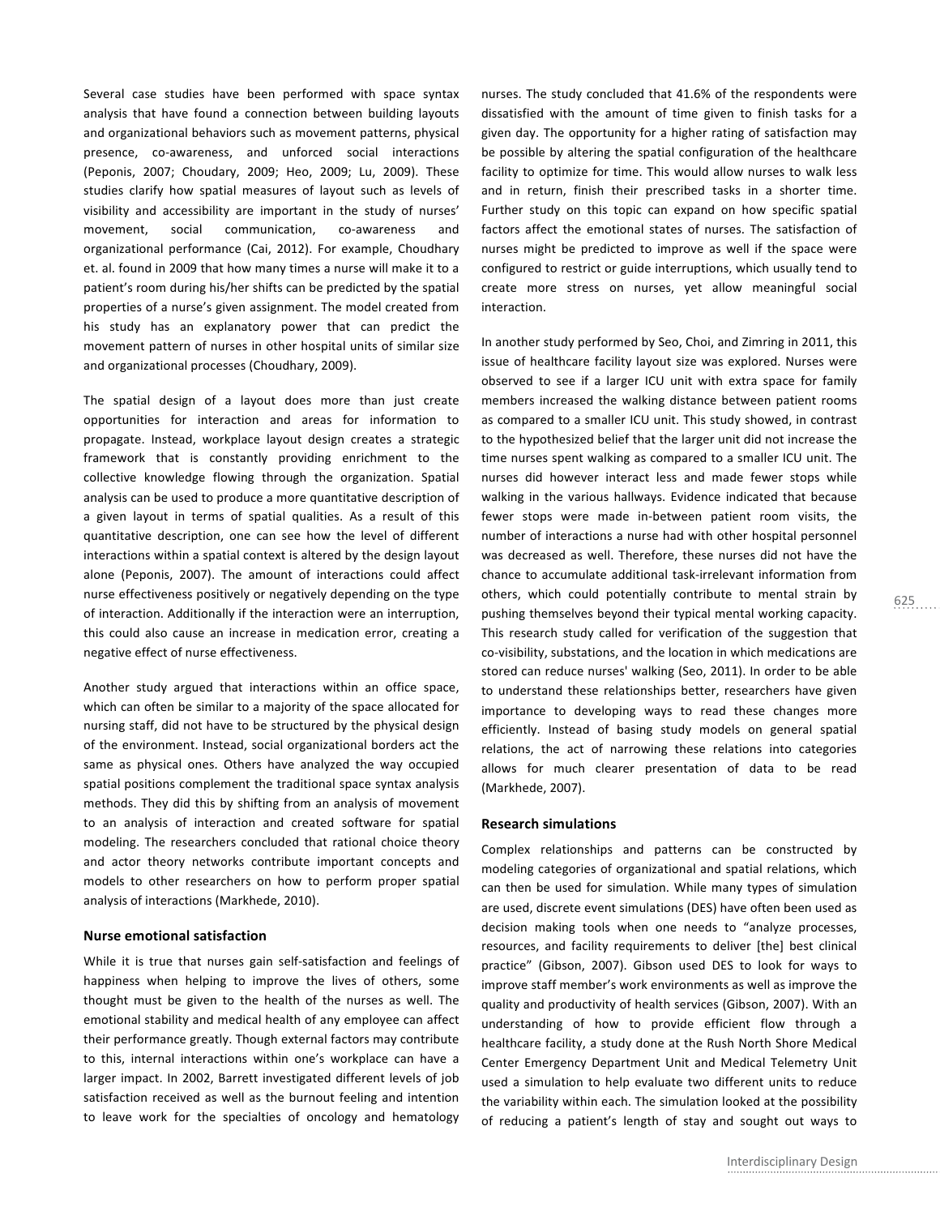Several case studies have been performed with space syntax analysis that have found a connection between building layouts and organizational behaviors such as movement patterns, physical presence, co-awareness, and unforced social interactions (Peponis, 2007; Choudary, 2009; Heo, 2009; Lu, 2009). These studies clarify how spatial measures of layout such as levels of visibility and accessibility are important in the study of nurses' movement, social communication, co-awareness and organizational performance (Cai, 2012). For example, Choudhary et. al. found in 2009 that how many times a nurse will make it to a patient's room during his/her shifts can be predicted by the spatial properties of a nurse's given assignment. The model created from his study has an explanatory power that can predict the movement pattern of nurses in other hospital units of similar size and organizational processes (Choudhary, 2009).

The spatial design of a layout does more than just create opportunities for interaction and areas for information to propagate. Instead, workplace layout design creates a strategic framework that is constantly providing enrichment to the collective knowledge flowing through the organization. Spatial analysis can be used to produce a more quantitative description of a given layout in terms of spatial qualities. As a result of this quantitative description, one can see how the level of different interactions within a spatial context is altered by the design layout alone (Peponis, 2007). The amount of interactions could affect nurse effectiveness positively or negatively depending on the type of interaction. Additionally if the interaction were an interruption, this could also cause an increase in medication error, creating a negative effect of nurse effectiveness.

Another study argued that interactions within an office space, which can often be similar to a majority of the space allocated for nursing staff, did not have to be structured by the physical design of the environment. Instead, social organizational borders act the same as physical ones. Others have analyzed the way occupied spatial positions complement the traditional space syntax analysis methods. They did this by shifting from an analysis of movement to an analysis of interaction and created software for spatial modeling. The researchers concluded that rational choice theory and actor theory networks contribute important concepts and models to other researchers on how to perform proper spatial analysis of interactions (Markhede, 2010).

### Nurse emotional satisfaction

While it is true that nurses gain self-satisfaction and feelings of happiness when helping to improve the lives of others, some thought must be given to the health of the nurses as well. The emotional stability and medical health of any employee can affect their performance greatly. Though external factors may contribute to this, internal interactions within one's workplace can have a larger impact. In 2002, Barrett investigated different levels of job satisfaction received as well as the burnout feeling and intention to leave work for the specialties of oncology and hematology nurses. The study concluded that 41.6% of the respondents were dissatisfied with the amount of time given to finish tasks for a given day. The opportunity for a higher rating of satisfaction may be possible by altering the spatial configuration of the healthcare facility to optimize for time. This would allow nurses to walk less and in return, finish their prescribed tasks in a shorter time. Further study on this topic can expand on how specific spatial factors affect the emotional states of nurses. The satisfaction of nurses might be predicted to improve as well if the space were configured to restrict or guide interruptions, which usually tend to create more stress on nurses, yet allow meaningful social interaction.

In another study performed by Seo, Choi, and Zimring in 2011, this issue of healthcare facility layout size was explored. Nurses were observed to see if a larger ICU unit with extra space for family members increased the walking distance between patient rooms as compared to a smaller ICU unit. This study showed, in contrast to the hypothesized belief that the larger unit did not increase the time nurses spent walking as compared to a smaller ICU unit. The nurses did however interact less and made fewer stops while walking in the various hallways. Evidence indicated that because fewer stops were made in-between patient room visits, the number of interactions a nurse had with other hospital personnel was decreased as well. Therefore, these nurses did not have the chance to accumulate additional task-irrelevant information from others, which could potentially contribute to mental strain by pushing themselves beyond their typical mental working capacity. This research study called for verification of the suggestion that co-visibility, substations, and the location in which medications are stored can reduce nurses' walking (Seo, 2011). In order to be able to understand these relationships better, researchers have given importance to developing ways to read these changes more efficiently. Instead of basing study models on general spatial relations, the act of narrowing these relations into categories allows for much clearer presentation of data to be read (Markhede, 2007).

### Research simulations

Complex relationships and patterns can be constructed by modeling categories of organizational and spatial relations, which can then be used for simulation. While many types of simulation are used, discrete event simulations (DES) have often been used as decision making tools when one needs to "analyze processes, resources, and facility requirements to deliver [the] best clinical practice" (Gibson, 2007). Gibson used DES to look for ways to improve staff member's work environments as well as improve the quality and productivity of health services (Gibson, 2007). With an understanding of how to provide efficient flow through a healthcare facility, a study done at the Rush North Shore Medical Center Emergency Department Unit and Medical Telemetry Unit used a simulation to help evaluate two different units to reduce the variability within each. The simulation looked at the possibility of reducing a patient's length of stay and sought out ways to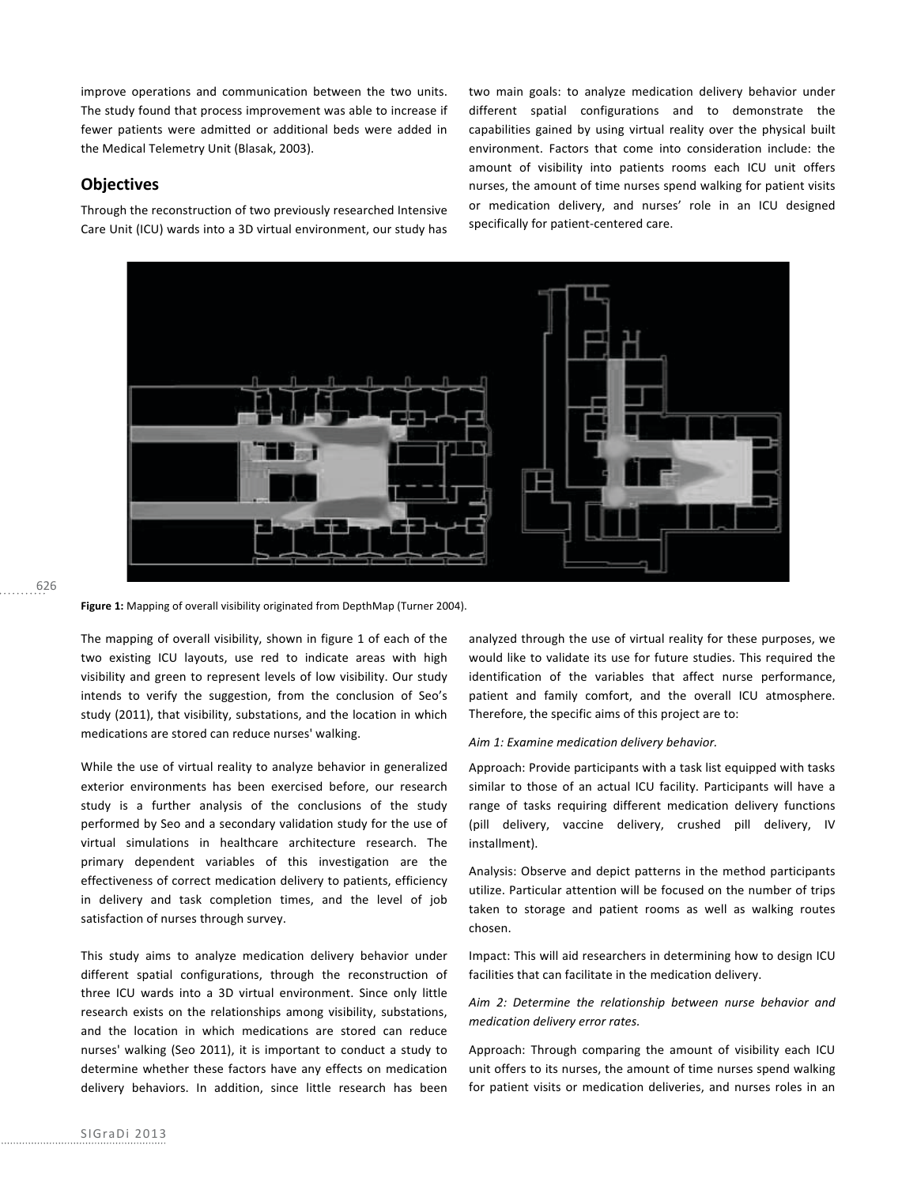improve operations and communication between the two units. The study found that process improvement was able to increase if fewer patients were admitted or additional beds were added in the Medical Telemetry Unit (Blasak, 2003).

## Objectives

Through the reconstruction of two previously researched Intensive Care Unit (ICU) wards into a 3D virtual environment, our study has two main goals: to analyze medication delivery behavior under different spatial configurations and to demonstrate the capabilities gained by using virtual reality over the physical built environment. Factors that come into consideration include: the amount of visibility into patients rooms each ICU unit offers nurses, the amount of time nurses spend walking for patient visits or medication delivery, and nurses' role in an ICU designed specifically for patient-centered care.

**Figure 1:** Mapping of overall visibility originated from DepthMap (Turner 2004).

The mapping of overall visibility, shown in figure 1 of each of the two existing ICU layouts, use red to indicate areas with high visibility and green to represent levels of low visibility. Our study intends to verify the suggestion, from the conclusion of Seo's study (2011), that visibility, substations, and the location in which medications are stored can reduce nurses' walking.

While the use of virtual reality to analyze behavior in generalized exterior environments has been exercised before, our research study is a further analysis of the conclusions of the study performed by Seo and a secondary validation study for the use of virtual simulations in healthcare architecture research. The primary dependent variables of this investigation are the effectiveness of correct medication delivery to patients, efficiency in delivery and task completion times, and the level of job satisfaction of nurses through survey.

This study aims to analyze medication delivery behavior under different spatial configurations, through the reconstruction of three ICU wards into a 3D virtual environment. Since only little research exists on the relationships among visibility, substations, and the location in which medications are stored can reduce nurses' walking (Seo 2011), it is important to conduct a study to determine whether these factors have any effects on medication delivery behaviors. In addition, since little research has been analyzed through the use of virtual reality for these purposes, we would like to validate its use for future studies. This required the identification of the variables that affect nurse performance, patient and family comfort, and the overall ICU atmosphere. Therefore, the specific aims of this project are to:

*Aim 1: Examine medication delivery behavior.*

Approach: Provide participants with a task list equipped with tasks similar to those of an actual ICU facility. Participants will have a range of tasks requiring different medication delivery functions (pill delivery, vaccine delivery, crushed pill delivery, IV installment).

Analysis: Observe and depict patterns in the method participants utilize. Particular attention will be focused on the number of trips taken to storage and patient rooms as well as walking routes chosen.

Impact: This will aid researchers in determining how to design ICU facilities that can facilitate in the medication delivery.

*Aim 2: Determine the relationship between nurse behavior and medication delivery error rates.*

Approach: Through comparing the amount of visibility each ICU unit offers to its nurses, the amount of time nurses spend walking for patient visits or medication deliveries, and nurses roles in an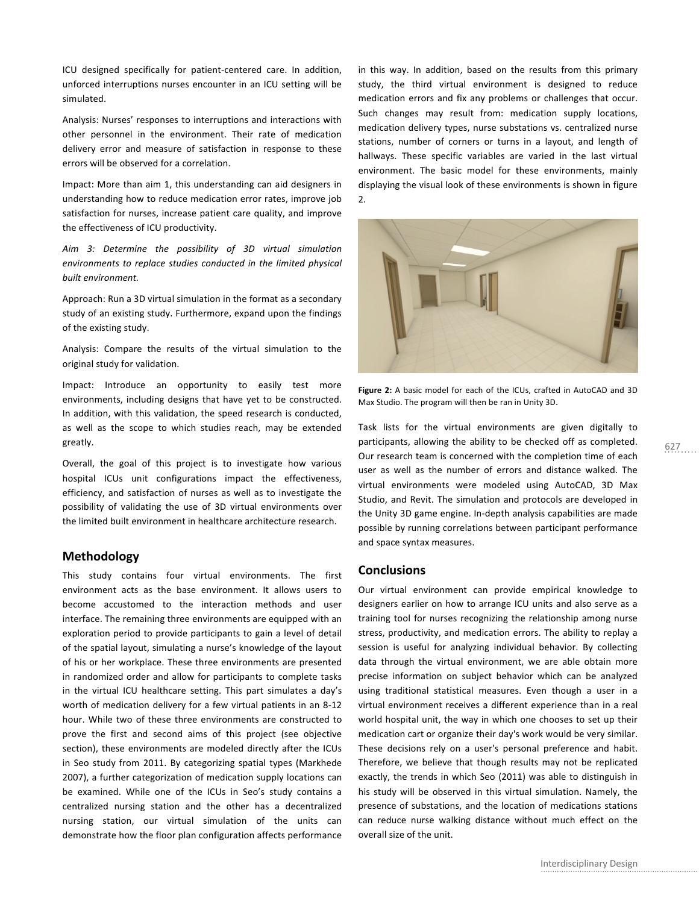ICU designed specifically for patient-centered care. In addition, unforced interruptions nurses encounter in an ICU setting will be simulated.

Analysis: Nurses' responses to interruptions and interactions with other personnel in the environment. Their rate of medication delivery error and measure of satisfaction in response to these errors will be observed for a correlation.

Impact: More than aim 1, this understanding can aid designers in understanding how to reduce medication error rates, improve job satisfaction for nurses, increase patient care quality, and improve the effectiveness of ICU productivity.

*Aim 3: Determine the possibility of 3D virtual simulation environments to replace studies conducted in the limited physical built environment.*

Approach: Run a 3D virtual simulation in the format as a secondary study of an existing study. Furthermore, expand upon the findings of the existing study.

Analysis: Compare the results of the virtual simulation to the original study for validation.

Impact: Introduce an opportunity to easily test more environments, including designs that have yet to be constructed. In addition, with this validation, the speed research is conducted, as well as the scope to which studies reach, may be extended greatly.

Overall, the goal of this project is to investigate how various hospital ICUs unit configurations impact the effectiveness, efficiency, and satisfaction of nurses as well as to investigate the possibility of validating the use of 3D virtual environments over the limited built environment in healthcare architecture research.

## Methodology

This study contains four virtual environments. The first environment acts as the base environment. It allows users to become accustomed to the interaction methods and user interface. The remaining three environments are equipped with an exploration period to provide participants to gain a level of detail of the spatial layout, simulating a nurse's knowledge of the layout of his or her workplace. These three environments are presented in randomized order and allow for participants to complete tasks in the virtual ICU healthcare setting. This part simulates a day's worth of medication delivery for a few virtual patients in an 8-12 hour. While two of these three environments are constructed to prove the first and second aims of this project (see objective section), these environments are modeled directly after the ICUs in Seo study from 2011. By categorizing spatial types (Markhede 2007), a further categorization of medication supply locations can be examined. While one of the ICUs in Seo's study contains a centralized nursing station and the other has a decentralized nursing station, our virtual simulation of the units can demonstrate how the floor plan configuration affects performance in this way. In addition, based on the results from this primary study, the third virtual environment is designed to reduce medication errors and fix any problems or challenges that occur. Such changes may result from: medication supply locations, medication delivery types, nurse substations vs. centralized nurse stations, number of corners or turns in a layout, and length of hallways. These specific variables are varied in the last virtual environment. The basic model for these environments, mainly displaying the visual look of these environments is shown in figure 2.

**Figure 2:** A basic model for each of the ICUs, crafted in AutoCAD and 3D Max Studio. The program will then be ran in Unity 3D.

Task lists for the virtual environments are given digitally to participants, allowing the ability to be checked off as completed. Our research team is concerned with the completion time of each user as well as the number of errors and distance walked. The virtual environments were modeled using AutoCAD, 3D Max Studio, and Revit. The simulation and protocols are developed in the Unity 3D game engine. In-depth analysis capabilities are made possible by running correlations between participant performance and space syntax measures.

## Conclusions

Our virtual environment can provide empirical knowledge to designers earlier on how to arrange ICU units and also serve as a training tool for nurses recognizing the relationship among nurse stress, productivity, and medication errors. The ability to replay a session is useful for analyzing individual behavior. By collecting data through the virtual environment, we are able obtain more precise information on subject behavior which can be analyzed using traditional statistical measures. Even though a user in a virtual environment receives a different experience than in a real world hospital unit, the way in which one chooses to set up their medication cart or organize their day's work would be very similar. These decisions rely on a user's personal preference and habit. Therefore, we believe that though results may not be replicated exactly, the trends in which Seo (2011) was able to distinguish in his study will be observed in this virtual simulation. Namely, the presence of substations, and the location of medications stations can reduce nurse walking distance without much effect on the overall size of the unit.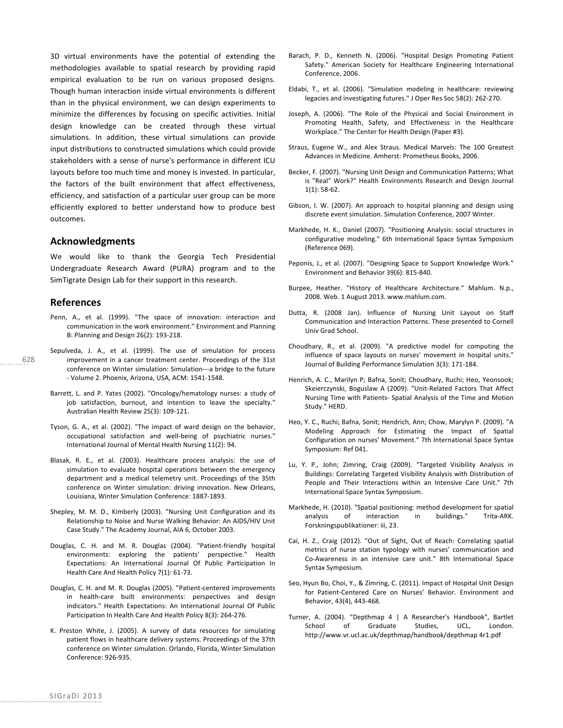3D virtual environments have the potential of extending the methodologies available to spatial research by providing rapid empirical evaluation to be run on various proposed designs. Though human interaction inside virtual environments is different than in the physical environment, we can design experiments to minimize the differences by focusing on specific activities. Initial design knowledge can be created through these virtual simulations. In addition, these virtual simulations can provide input distributions to constructed simulations which could provide stakeholders with a sense of nurse's performance in different ICU layouts before too much time and money is invested. In particular, the factors of the built environment that affect effectiveness, efficiency, and satisfaction of a particular user group can be more efficiently explored to better understand how to produce best outcomes.

## Acknowledgments

We would like to thank the Georgia Tech Presidential Undergraduate Research Award (PURA) program and to the SimTigrate Design Lab for their support in this research.

## References

Penn, A., et al. (1999). "The space of innovation: interaction and communication in the work environment." Environment and Planning B: Planning and Design 26(2): 193-218.

Sepulveda, J. A., et al. (1999). The use of simulation for process improvement in a cancer treatment center. Proceedings of the 31st conference on Winter simulation: Simulation---a bridge to the future - Volume 2. Phoenix, Arizona, USA, ACM: 1541-1548.

Barrett, L. and P. Yates (2002). "Oncology/hematology nurses: a study of job satisfaction, burnout, and intention to leave the specialty." Australian Health Review 25(3): 109-121.

Tyson, G. A., et al. (2002). "The impact of ward design on the behavior, occupational satisfaction and well-being of psychiatric nurses." International Journal of Mental Health Nursing 11(2): 94.

Blasak, R. E., et al. (2003). Healthcare process analysis: the use of simulation to evaluate hospital operations between the emergency department and a medical telemetry unit. Proceedings of the 35th conference on Winter simulation: driving innovation. New Orleans, Louisiana, Winter Simulation Conference: 1887-1893.

Shepley, M. M. D., Kimberly (2003). "Nursing Unit Configuration and its Relationship to Noise and Nurse Walking Behavior: An AIDS/HIV Unit Case Study." The Academy Journal, AIA 6, October 2003.

Douglas, C. H. and M. R. Douglas (2004). "Patient-friendly hospital environments: exploring the patients' perspective." Health Expectations: An International Journal Of Public Participation In Health Care And Health Policy 7(1): 61-73.

Douglas, C. H. and M. R. Douglas (2005). "Patient-centered improvements in health-care built environments: perspectives and design indicators." Health Expectations: An International Journal Of Public Participation In Health Care And Health Policy 8(3): 264-276.

K. Preston White, J. (2005). A survey of data resources for simulating patient flows in healthcare delivery systems. Proceedings of the 37th conference on Winter simulation. Orlando, Florida, Winter Simulation Conference: 926-935.

Barach, P. D., Kenneth N. (2006). "Hospital Design Promoting Patient Safety." American Society for Healthcare Engineering International Conference, 2006.

Eldabi, T., et al. (2006). "Simulation modeling in healthcare: reviewing legacies and investigating futures." J Oper Res Soc 58(2): 262-270.

Joseph, A. (2006). "The Role of the Physical and Social Environment in Promoting Health, Safety, and Effectiveness in the Healthcare Workplace." The Center for Health Design (Paper #3).

Straus, Eugene W., and Alex Straus. Medical Marvels: The 100 Greatest Advances in Medicine. Amherst: Prometheus Books, 2006.

Becker, F. (2007). "Nursing Unit Design and Communication Patterns; What is "Real" Work?" Health Environments Research and Design Journal 1(1): 58-62.

Gibson, I. W. (2007). An approach to hospital planning and design using discrete event simulation. Simulation Conference, 2007 Winter.

Markhede, H. K., Daniel (2007). "Positioning Analysis: social structures in configurative modeling." 6th International Space Syntax Symposium (Reference 069).

Peponis, J., et al. (2007). "Designing Space to Support Knowledge Work." Environment and Behavior 39(6): 815-840.

Burpee, Heather. "History of Healthcare Architecture." Mahlum. N.p., 2008. Web. 1 August 2013. www.mahlum.com.

Dutta, R. (2008 Jan). Influence of Nursing Unit Layout on Staff Communication and Interaction Patterns. These presented to Cornell Univ Grad School.

Choudhary, R., et al. (2009). "A predictive model for computing the influence of space layouts on nurses' movement in hospital units." Journal of Building Performance Simulation 3(3): 171-184.

Henrich, A. C., Marilyn P; Bafna, Sonit; Choudhary, Ruchi; Heo, Yeonsook; Skeierczynski, Boguslaw A (2009). "Unit-Related Factors That Affect Nursing Time with Patients- Spatial Analysis of the Time and Motion Study." HERD.

Heo, Y. C., Ruchi; Bafna, Sonit; Hendrich, Ann; Chow, Marylyn P. (2009). "A Modeling Approach for Estimating the Impact of Spatial Configuration on nurses' Movement." 7th International Space Syntax Symposium: Ref 041.

Lu, Y. P., John; Zimring, Craig (2009). "Targeted Visibility Analysis in Buildings: Correlating Targeted Visibility Analysis with Distribution of People and Their Interactions within an Intensive Care Unit." 7th International Space Syntax Symposium.

Markhede, H. (2010). "Spatial positioning: method development for spatial analysis of interaction in buildings." Trita-ARK. Forskningspublikationer: iii, 23.

Cai, H. Z., Craig (2012). "Out of Sight, Out of Reach: Correlating spatial metrics of nurse station typology with nurses' communication and Co-Awareness in an intensive care unit." 8th International Space Syntax Symposium.

Seo, Hyun Bo, Choi, Y., & Zimring, C. (2011). Impact of Hospital Unit Design for Patient-Centered Care on Nurses' Behavior. Environment and Behavior, 43(4), 443-468.

Turner, A. (2004). "Depthmap 4 | A Researcher's Handbook", Bartlet School of Graduate Studies, UCL, London. http://www.vr.ucl.ac.uk/depthmap/handbook/depthmap 4r1.pdf